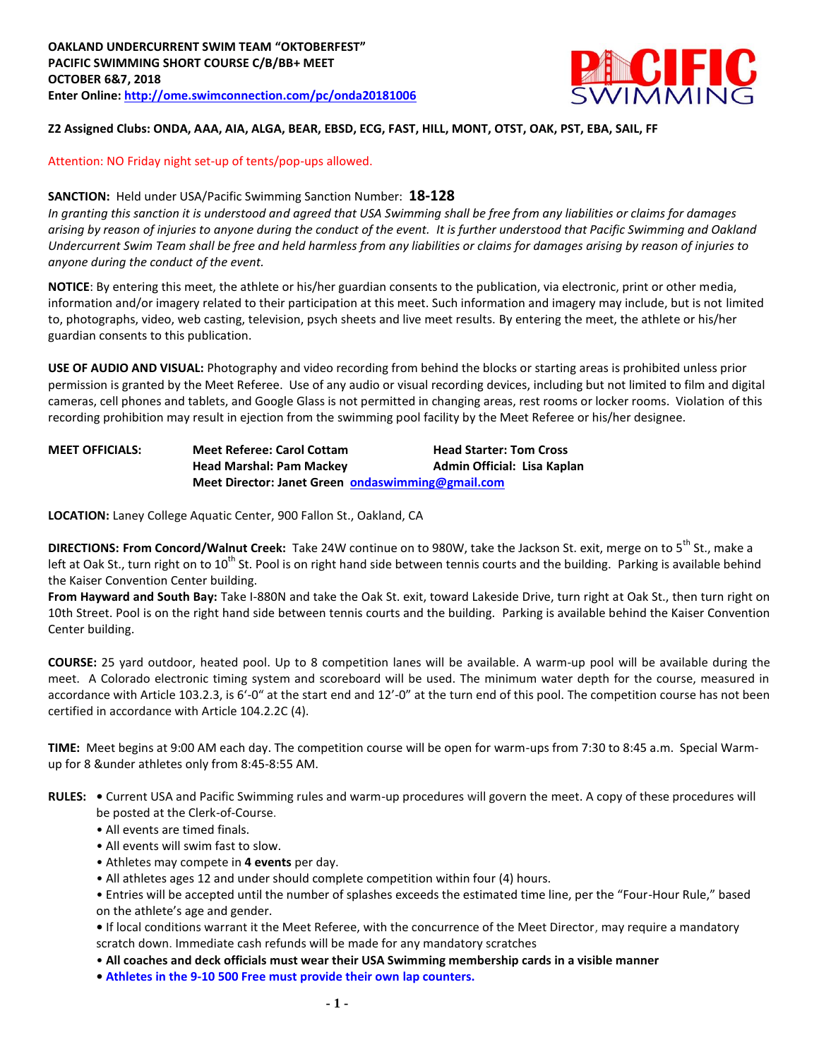**OAKLAND UNDERCURRENT SWIM TEAM "OKTOBERFEST"**
**PACIFIC SWIMMING SHORT COURSE C/B/BB+ MEET**
**OCTOBER 6&7, 2018**
**Enter Online: http://ome.swimconnection.com/pc/onda20181006**

**Z2 Assigned Clubs: ONDA, AAA, AIA, ALGA, BEAR, EBSD, ECG, FAST, HILL, MONT, OTST, OAK, PST, EBA, SAIL, FF**

Attention: NO Friday night set-up of tents/pop-ups allowed.

**SANCTION:** Held under USA/Pacific Swimming Sanction Number: **18-128**
*In granting this sanction it is understood and agreed that USA Swimming shall be free from any liabilities or claims for damages arising by reason of injuries to anyone during the conduct of the event. It is further understood that Pacific Swimming and Oakland Undercurrent Swim Team shall be free and held harmless from any liabilities or claims for damages arising by reason of injuries to anyone during the conduct of the event.*

**NOTICE**: By entering this meet, the athlete or his/her guardian consents to the publication, via electronic, print or other media, information and/or imagery related to their participation at this meet. Such information and imagery may include, but is not limited to, photographs, video, web casting, television, psych sheets and live meet results. By entering the meet, the athlete or his/her guardian consents to this publication.

**USE OF AUDIO AND VISUAL:** Photography and video recording from behind the blocks or starting areas is prohibited unless prior permission is granted by the Meet Referee. Use of any audio or visual recording devices, including but not limited to film and digital cameras, cell phones and tablets, and Google Glass is not permitted in changing areas, rest rooms or locker rooms. Violation of this recording prohibition may result in ejection from the swimming pool facility by the Meet Referee or his/her designee.

**MEET OFFICIALS:**
**Meet Referee: Carol Cottam** | **Head Starter: Tom Cross**
**Head Marshal: Pam Mackey** | **Admin Official: Lisa Kaplan**
**Meet Director: Janet Green ondaswimming@gmail.com**

**LOCATION:** Laney College Aquatic Center, 900 Fallon St., Oakland, CA

**DIRECTIONS: From Concord/Walnut Creek:** Take 24W continue on to 980W, take the Jackson St. exit, merge on to 5th St., make a left at Oak St., turn right on to 10th St. Pool is on right hand side between tennis courts and the building. Parking is available behind the Kaiser Convention Center building.
**From Hayward and South Bay:** Take I-880N and take the Oak St. exit, toward Lakeside Drive, turn right at Oak St., then turn right on 10th Street. Pool is on the right hand side between tennis courts and the building. Parking is available behind the Kaiser Convention Center building.

**COURSE:** 25 yard outdoor, heated pool. Up to 8 competition lanes will be available. A warm-up pool will be available during the meet. A Colorado electronic timing system and scoreboard will be used. The minimum water depth for the course, measured in accordance with Article 103.2.3, is 6'-0" at the start end and 12'-0" at the turn end of this pool. The competition course has not been certified in accordance with Article 104.2.2C (4).

**TIME:** Meet begins at 9:00 AM each day. The competition course will be open for warm-ups from 7:30 to 8:45 a.m. Special Warm-up for 8 &under athletes only from 8:45-8:55 AM.

**RULES:**
- Current USA and Pacific Swimming rules and warm-up procedures will govern the meet. A copy of these procedures will be posted at the Clerk-of-Course.
- All events are timed finals.
- All events will swim fast to slow.
- Athletes may compete in **4 events** per day.
- All athletes ages 12 and under should complete competition within four (4) hours.
- Entries will be accepted until the number of splashes exceeds the estimated time line, per the "Four-Hour Rule," based on the athlete's age and gender.
- If local conditions warrant it the Meet Referee, with the concurrence of the Meet Director, may require a mandatory scratch down. Immediate cash refunds will be made for any mandatory scratches
- **All coaches and deck officials must wear their USA Swimming membership cards in a visible manner**
- **Athletes in the 9-10 500 Free must provide their own lap counters.**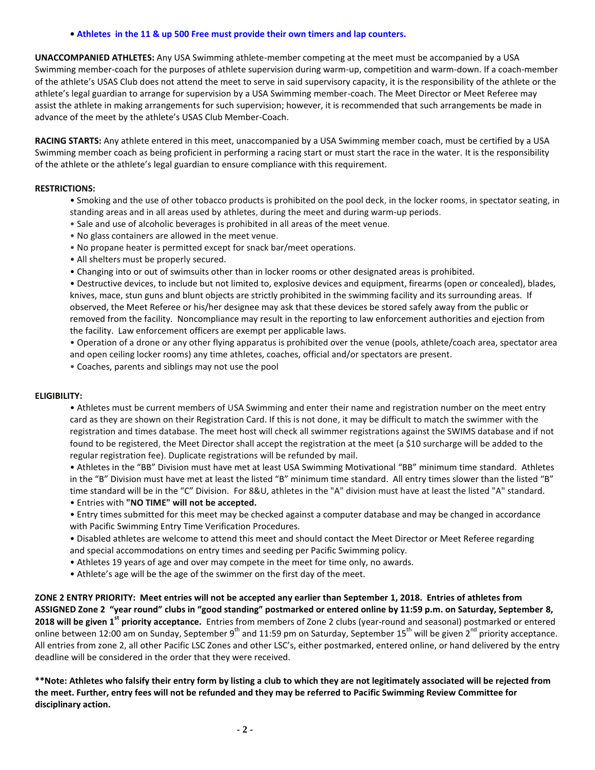- **Athletes in the 11 & up 500 Free must provide their own timers and lap counters.**

**UNACCOMPANIED ATHLETES:** Any USA Swimming athlete-member competing at the meet must be accompanied by a USA Swimming member-coach for the purposes of athlete supervision during warm-up, competition and warm-down. If a coach-member of the athlete's USAS Club does not attend the meet to serve in said supervisory capacity, it is the responsibility of the athlete or the athlete's legal guardian to arrange for supervision by a USA Swimming member-coach. The Meet Director or Meet Referee may assist the athlete in making arrangements for such supervision; however, it is recommended that such arrangements be made in advance of the meet by the athlete's USAS Club Member-Coach.

**RACING STARTS:** Any athlete entered in this meet, unaccompanied by a USA Swimming member coach, must be certified by a USA Swimming member coach as being proficient in performing a racing start or must start the race in the water. It is the responsibility of the athlete or the athlete's legal guardian to ensure compliance with this requirement.

**RESTRICTIONS:**

- Smoking and the use of other tobacco products is prohibited on the pool deck, in the locker rooms, in spectator seating, in standing areas and in all areas used by athletes, during the meet and during warm-up periods.
- Sale and use of alcoholic beverages is prohibited in all areas of the meet venue.
- No glass containers are allowed in the meet venue.
- No propane heater is permitted except for snack bar/meet operations.
- All shelters must be properly secured.
- Changing into or out of swimsuits other than in locker rooms or other designated areas is prohibited.
- Destructive devices, to include but not limited to, explosive devices and equipment, firearms (open or concealed), blades, knives, mace, stun guns and blunt objects are strictly prohibited in the swimming facility and its surrounding areas. If observed, the Meet Referee or his/her designee may ask that these devices be stored safely away from the public or removed from the facility. Noncompliance may result in the reporting to law enforcement authorities and ejection from the facility. Law enforcement officers are exempt per applicable laws.
- Operation of a drone or any other flying apparatus is prohibited over the venue (pools, athlete/coach area, spectator area and open ceiling locker rooms) any time athletes, coaches, official and/or spectators are present.
- Coaches, parents and siblings may not use the pool

**ELIGIBILITY:**

- Athletes must be current members of USA Swimming and enter their name and registration number on the meet entry card as they are shown on their Registration Card. If this is not done, it may be difficult to match the swimmer with the registration and times database. The meet host will check all swimmer registrations against the SWIMS database and if not found to be registered, the Meet Director shall accept the registration at the meet (a $10 surcharge will be added to the regular registration fee). Duplicate registrations will be refunded by mail.
- Athletes in the "BB" Division must have met at least USA Swimming Motivational "BB" minimum time standard. Athletes in the "B" Division must have met at least the listed "B" minimum time standard. All entry times slower than the listed "B" time standard will be in the "C" Division. For 8&U, athletes in the "A" division must have at least the listed "A" standard.
- Entries with **"NO TIME" will not be accepted.**
- Entry times submitted for this meet may be checked against a computer database and may be changed in accordance with Pacific Swimming Entry Time Verification Procedures.
- Disabled athletes are welcome to attend this meet and should contact the Meet Director or Meet Referee regarding and special accommodations on entry times and seeding per Pacific Swimming policy.
- Athletes 19 years of age and over may compete in the meet for time only, no awards.
- Athlete's age will be the age of the swimmer on the first day of the meet.

**ZONE 2 ENTRY PRIORITY: Meet entries will not be accepted any earlier than September 1, 2018. Entries of athletes from ASSIGNED Zone 2 "year round" clubs in "good standing" postmarked or entered online by 11:59 p.m. on Saturday, September 8, 2018 will be given 1st priority acceptance.** Entries from members of Zone 2 clubs (year-round and seasonal) postmarked or entered online between 12:00 am on Sunday, September 9th and 11:59 pm on Saturday, September 15th will be given 2nd priority acceptance. All entries from zone 2, all other Pacific LSC Zones and other LSC's, either postmarked, entered online, or hand delivered by the entry deadline will be considered in the order that they were received.

**\*\*Note: Athletes who falsify their entry form by listing a club to which they are not legitimately associated will be rejected from the meet. Further, entry fees will not be refunded and they may be referred to Pacific Swimming Review Committee for disciplinary action.**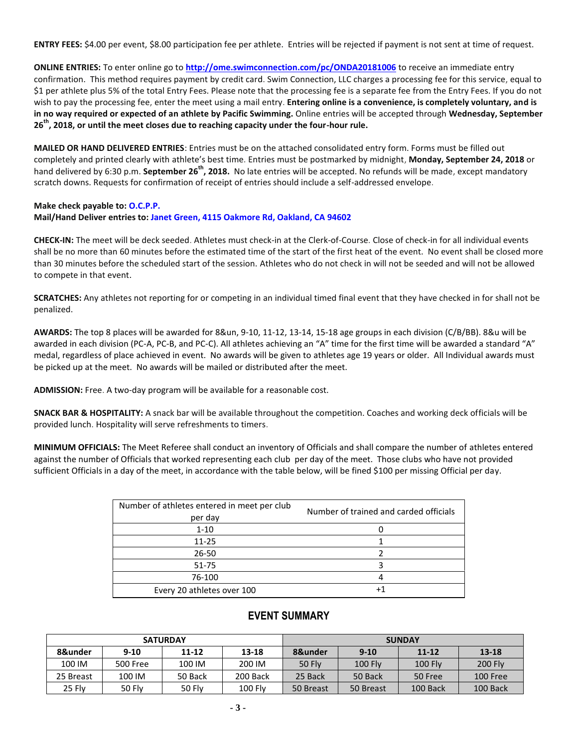**ENTRY FEES:** $4.00 per event, $8.00 participation fee per athlete. Entries will be rejected if payment is not sent at time of request.

**ONLINE ENTRIES:** To enter online go to **http://ome.swimconnection.com/pc/ONDA20181006** to receive an immediate entry confirmation. This method requires payment by credit card. Swim Connection, LLC charges a processing fee for this service, equal to $1 per athlete plus 5% of the total Entry Fees. Please note that the processing fee is a separate fee from the Entry Fees. If you do not wish to pay the processing fee, enter the meet using a mail entry. **Entering online is a convenience, is completely voluntary, and is in no way required or expected of an athlete by Pacific Swimming.** Online entries will be accepted through **Wednesday, September 26th, 2018, or until the meet closes due to reaching capacity under the four-hour rule.**

**MAILED OR HAND DELIVERED ENTRIES**: Entries must be on the attached consolidated entry form. Forms must be filled out completely and printed clearly with athlete's best time. Entries must be postmarked by midnight, **Monday, September 24, 2018** or hand delivered by 6:30 p.m. **September 26th, 2018.** No late entries will be accepted. No refunds will be made, except mandatory scratch downs. Requests for confirmation of receipt of entries should include a self-addressed envelope.

**Make check payable to: O.C.P.P.**
**Mail/Hand Deliver entries to: Janet Green, 4115 Oakmore Rd, Oakland, CA 94602**

**CHECK-IN:** The meet will be deck seeded. Athletes must check-in at the Clerk-of-Course. Close of check-in for all individual events shall be no more than 60 minutes before the estimated time of the start of the first heat of the event. No event shall be closed more than 30 minutes before the scheduled start of the session. Athletes who do not check in will not be seeded and will not be allowed to compete in that event.

**SCRATCHES:** Any athletes not reporting for or competing in an individual timed final event that they have checked in for shall not be penalized.

**AWARDS:** The top 8 places will be awarded for 8&un, 9-10, 11-12, 13-14, 15-18 age groups in each division (C/B/BB). 8&u will be awarded in each division (PC-A, PC-B, and PC-C). All athletes achieving an "A" time for the first time will be awarded a standard "A" medal, regardless of place achieved in event. No awards will be given to athletes age 19 years or older. All Individual awards must be picked up at the meet. No awards will be mailed or distributed after the meet.

**ADMISSION:** Free. A two-day program will be available for a reasonable cost.

**SNACK BAR & HOSPITALITY:** A snack bar will be available throughout the competition. Coaches and working deck officials will be provided lunch. Hospitality will serve refreshments to timers.

**MINIMUM OFFICIALS:** The Meet Referee shall conduct an inventory of Officials and shall compare the number of athletes entered against the number of Officials that worked representing each club per day of the meet. Those clubs who have not provided sufficient Officials in a day of the meet, in accordance with the table below, will be fined $100 per missing Official per day.

| Number of athletes entered in meet per club per day | Number of trained and carded officials |
|---|---|
| 1-10 | 0 |
| 11-25 | 1 |
| 26-50 | 2 |
| 51-75 | 3 |
| 76-100 | 4 |
| Every 20 athletes over 100 | +1 |

## EVENT SUMMARY

| SATURDAY | | | | SUNDAY | | | |
|---|---|---|---|---|---|---|---|
| **8&under** | **9-10** | **11-12** | **13-18** | **8&under** | **9-10** | **11-12** | **13-18** |
| 100 IM | 500 Free | 100 IM | 200 IM | 50 Fly | 100 Fly | 100 Fly | 200 Fly |
| 25 Breast | 100 IM | 50 Back | 200 Back | 25 Back | 50 Back | 50 Free | 100 Free |
| 25 Fly | 50 Fly | 50 Fly | 100 Fly | 50 Breast | 50 Breast | 100 Back | 100 Back |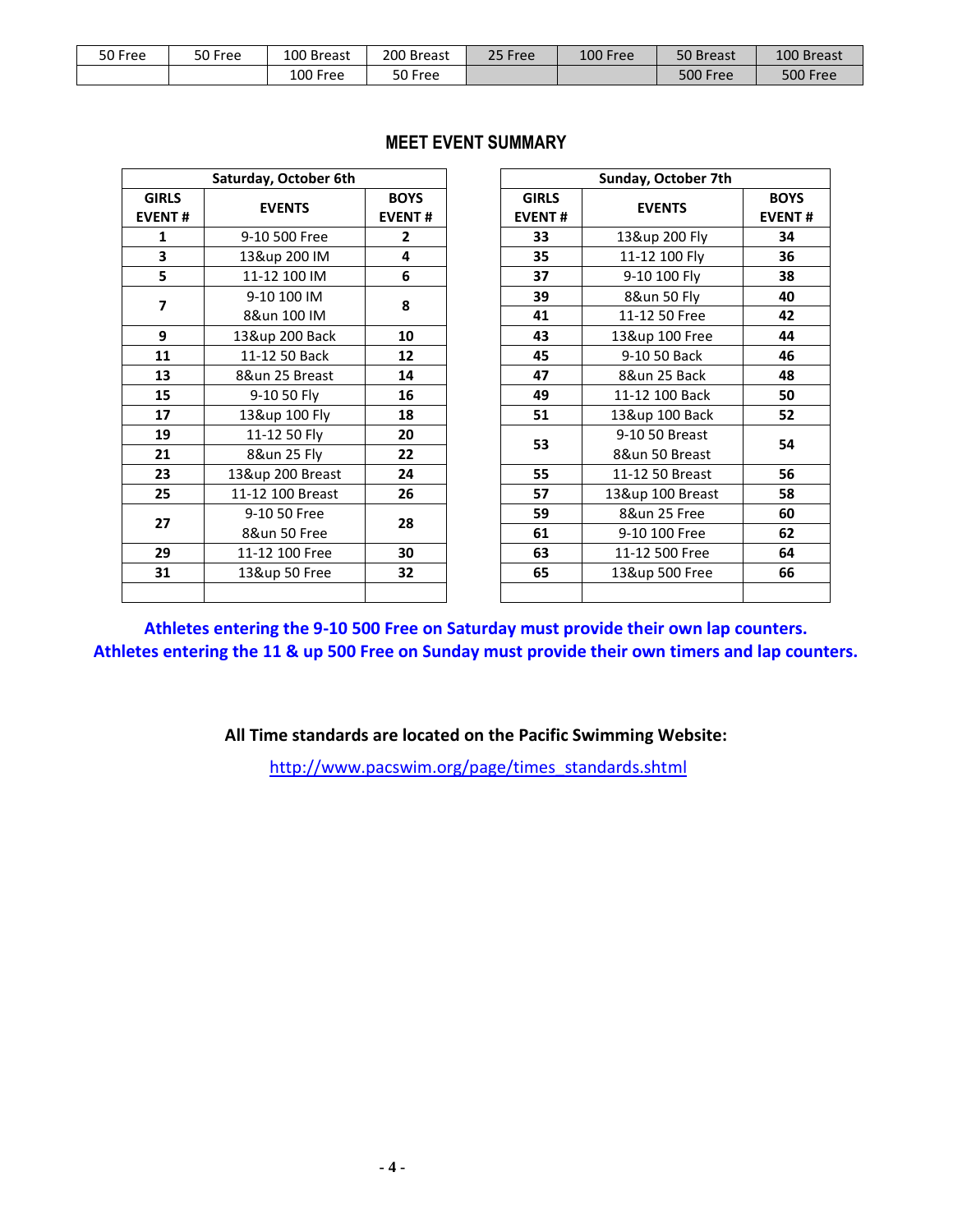| 50 Free | 50 Free | 100 Breast | 200 Breast | 25 Free | 100 Free | 50 Breast | 100 Breast |
|---|---|---|---|---|---|---|---|
| | | 100 Free | 50 Free | | | 500 Free | 500 Free |

## MEET EVENT SUMMARY

| Saturday, October 6th | | |
|---|---|---|
| **GIRLS EVENT #** | **EVENTS** | **BOYS EVENT #** |
| **1** | 9-10 500 Free | **2** |
| **3** | 13&up 200 IM | **4** |
| **5** | 11-12 100 IM | **6** |
| **7** | 9-10 100 IM<br>8&un 100 IM | **8** |
| **9** | 13&up 200 Back | **10** |
| **11** | 11-12 50 Back | **12** |
| **13** | 8&un 25 Breast | **14** |
| **15** | 9-10 50 Fly | **16** |
| **17** | 13&up 100 Fly | **18** |
| **19** | 11-12 50 Fly | **20** |
| **21** | 8&un 25 Fly | **22** |
| **23** | 13&up 200 Breast | **24** |
| **25** | 11-12 100 Breast | **26** |
| **27** | 9-10 50 Free<br>8&un 50 Free | **28** |
| **29** | 11-12 100 Free | **30** |
| **31** | 13&up 50 Free | **32** |
| | | |

| Sunday, October 7th | | |
|---|---|---|
| **GIRLS EVENT #** | **EVENTS** | **BOYS EVENT #** |
| **33** | 13&up 200 Fly | **34** |
| **35** | 11-12 100 Fly | **36** |
| **37** | 9-10 100 Fly | **38** |
| **39** | 8&un 50 Fly | **40** |
| **41** | 11-12 50 Free | **42** |
| **43** | 13&up 100 Free | **44** |
| **45** | 9-10 50 Back | **46** |
| **47** | 8&un 25 Back | **48** |
| **49** | 11-12 100 Back | **50** |
| **51** | 13&up 100 Back | **52** |
| **53** | 9-10 50 Breast<br>8&un 50 Breast | **54** |
| **55** | 11-12 50 Breast | **56** |
| **57** | 13&up 100 Breast | **58** |
| **59** | 8&un 25 Free | **60** |
| **61** | 9-10 100 Free | **62** |
| **63** | 11-12 500 Free | **64** |
| **65** | 13&up 500 Free | **66** |
| | | |

**Athletes entering the 9-10 500 Free on Saturday must provide their own lap counters.**
**Athletes entering the 11 & up 500 Free on Sunday must provide their own timers and lap counters.**

**All Time standards are located on the Pacific Swimming Website:**

http://www.pacswim.org/page/times_standards.shtml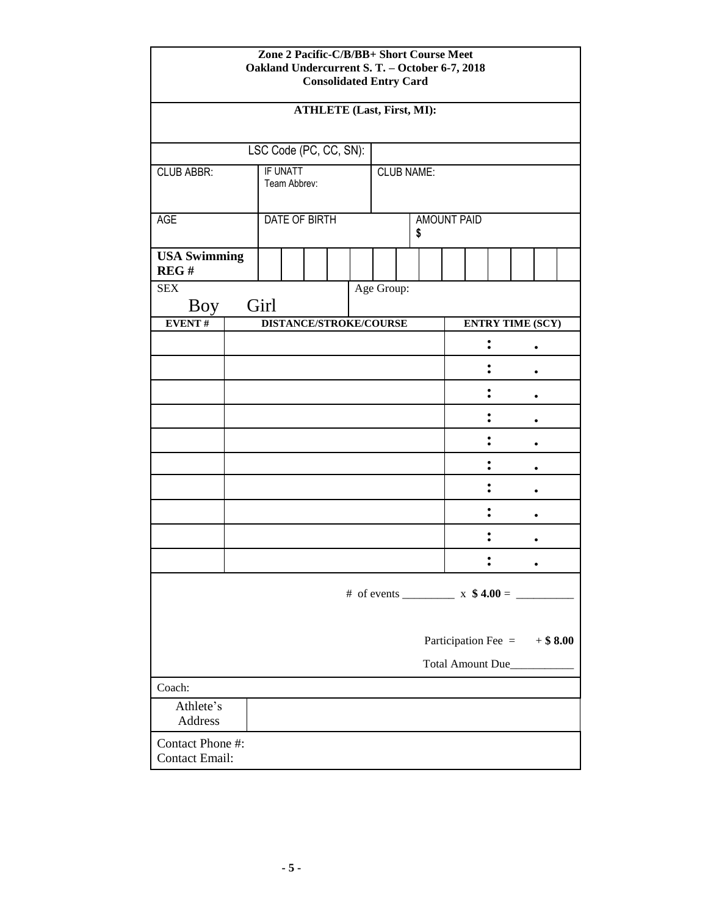**Zone 2 Pacific-C/B/BB+ Short Course Meet**
**Oakland Undercurrent S. T. – October 6-7, 2018**
**Consolidated Entry Card**

**ATHLETE (Last, First, MI):**

LSC Code (PC, CC, SN):

| CLUB ABBR: | IF UNATT Team Abbrev: | CLUB NAME: |
|---|---|---|

| AGE | DATE OF BIRTH | AMOUNT PAID $ |
|---|---|---|

**USA Swimming REG #**

SEX
Boy Girl

Age Group:

| EVENT # | DISTANCE/STROKE/COURSE | ENTRY TIME (SCY) |
|---|---|---|
| | | : . |
| | | : . |
| | | : . |
| | | : . |
| | | : . |
| | | : . |
| | | : . |
| | | : . |
| | | : . |
| | | : . |

# of events _________ x **$ 4.00** = __________

Participation Fee = + **$ 8.00**

Total Amount Due___________

Coach:

Athlete's Address

Contact Phone #:
Contact Email: